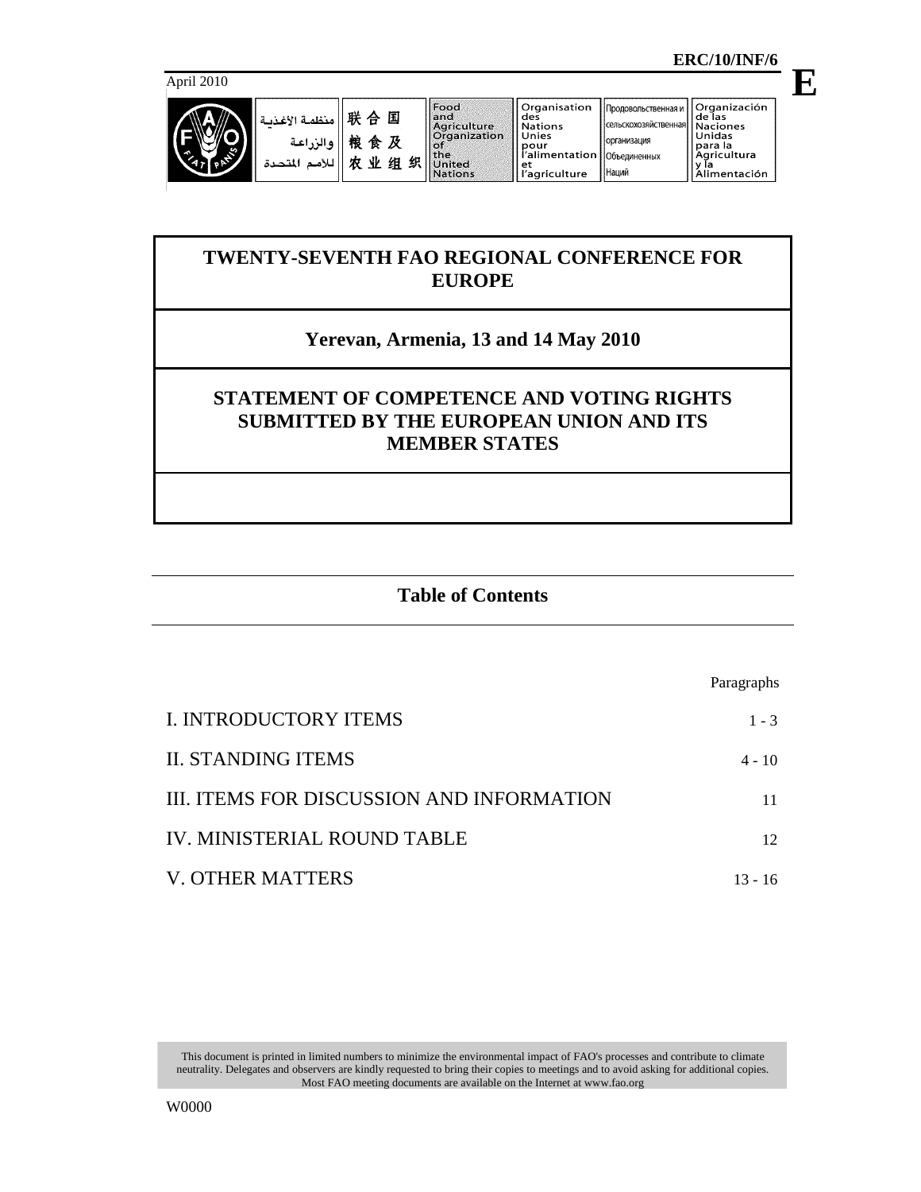ERC/10/INF/6

April 2010

E

| منظمة الأغذية والزراعة للأمم المتحدة | 联合国粮食及农业组织 | Food and Agriculture Organization of the United Nations | Organisation des Nations Unies pour l'alimentation et l'agriculture | Продовольственная и сельскохозяйственная организация Объединенных Наций | Organización de las Naciones Unidas para la Agricultura y la Alimentación |
|---|---|---|---|---|---|

# TWENTY-SEVENTH FAO REGIONAL CONFERENCE FOR EUROPE

## Yerevan, Armenia, 13 and 14 May 2010

## STATEMENT OF COMPETENCE AND VOTING RIGHTS SUBMITTED BY THE EUROPEAN UNION AND ITS MEMBER STATES

## Table of Contents

| | Paragraphs |
|---|---|
| I. INTRODUCTORY ITEMS | 1 - 3 |
| II. STANDING ITEMS | 4 - 10 |
| III. ITEMS FOR DISCUSSION AND INFORMATION | 11 |
| IV. MINISTERIAL ROUND TABLE | 12 |
| V. OTHER MATTERS | 13 - 16 |

This document is printed in limited numbers to minimize the environmental impact of FAO's processes and contribute to climate neutrality. Delegates and observers are kindly requested to bring their copies to meetings and to avoid asking for additional copies. Most FAO meeting documents are available on the Internet at www.fao.org

W0000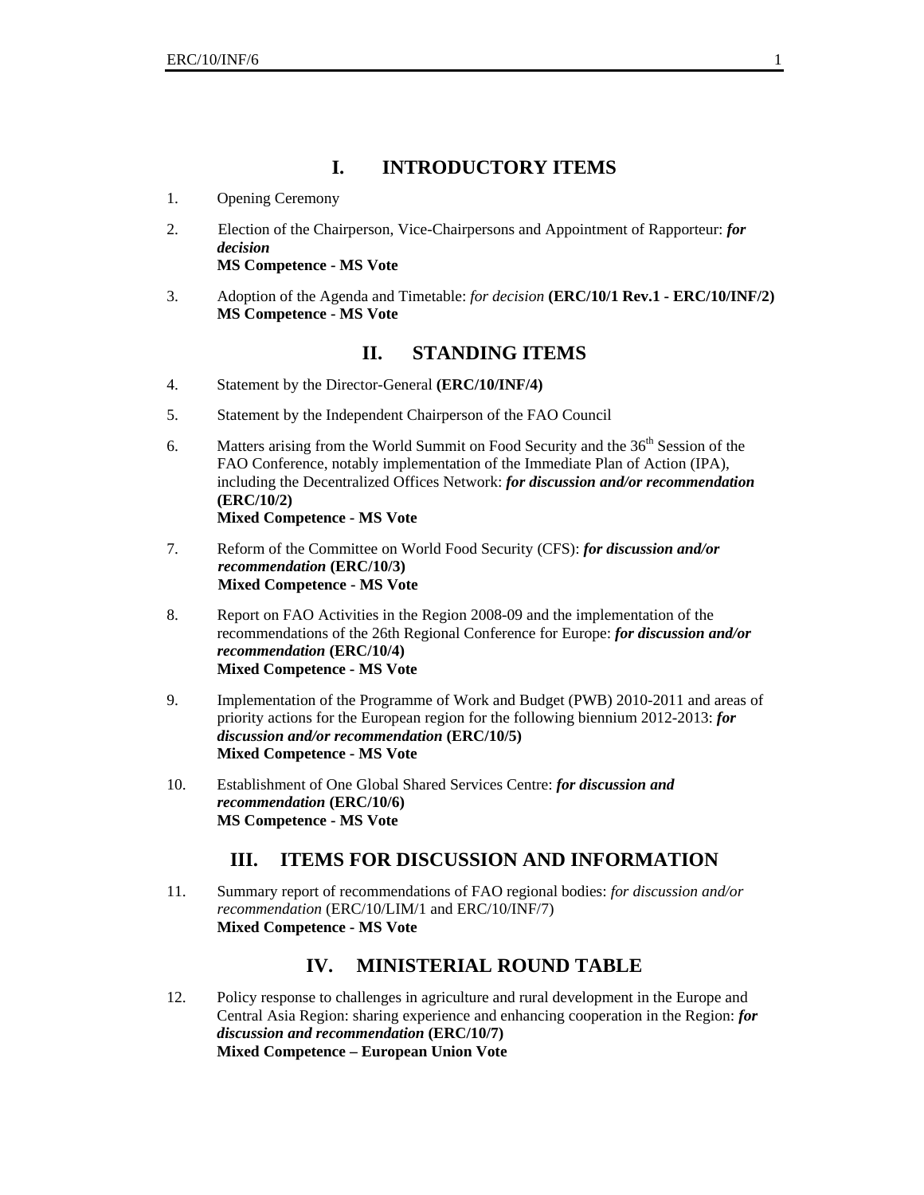## I. INTRODUCTORY ITEMS

1. Opening Ceremony

2. Election of the Chairperson, Vice-Chairpersons and Appointment of Rapporteur: ***for decision***
**MS Competence - MS Vote**

3. Adoption of the Agenda and Timetable: *for decision* **(ERC/10/1 Rev.1 - ERC/10/INF/2)**
**MS Competence - MS Vote**

## II. STANDING ITEMS

4. Statement by the Director-General **(ERC/10/INF/4)**

5. Statement by the Independent Chairperson of the FAO Council

6. Matters arising from the World Summit on Food Security and the 36th Session of the FAO Conference, notably implementation of the Immediate Plan of Action (IPA), including the Decentralized Offices Network: ***for discussion and/or recommendation*** **(ERC/10/2)**
**Mixed Competence - MS Vote**

7. Reform of the Committee on World Food Security (CFS): ***for discussion and/or recommendation*** **(ERC/10/3)**
**Mixed Competence - MS Vote**

8. Report on FAO Activities in the Region 2008-09 and the implementation of the recommendations of the 26th Regional Conference for Europe: ***for discussion and/or recommendation*** **(ERC/10/4)**
**Mixed Competence - MS Vote**

9. Implementation of the Programme of Work and Budget (PWB) 2010-2011 and areas of priority actions for the European region for the following biennium 2012-2013: ***for discussion and/or recommendation*** **(ERC/10/5)**
**Mixed Competence - MS Vote**

10. Establishment of One Global Shared Services Centre: ***for discussion and recommendation*** **(ERC/10/6)**
**MS Competence - MS Vote**

## III. ITEMS FOR DISCUSSION AND INFORMATION

11. Summary report of recommendations of FAO regional bodies: *for discussion and/or recommendation* (ERC/10/LIM/1 and ERC/10/INF/7)
**Mixed Competence - MS Vote**

## IV. MINISTERIAL ROUND TABLE

12. Policy response to challenges in agriculture and rural development in the Europe and Central Asia Region: sharing experience and enhancing cooperation in the Region: ***for discussion and recommendation*** **(ERC/10/7)**
**Mixed Competence – European Union Vote**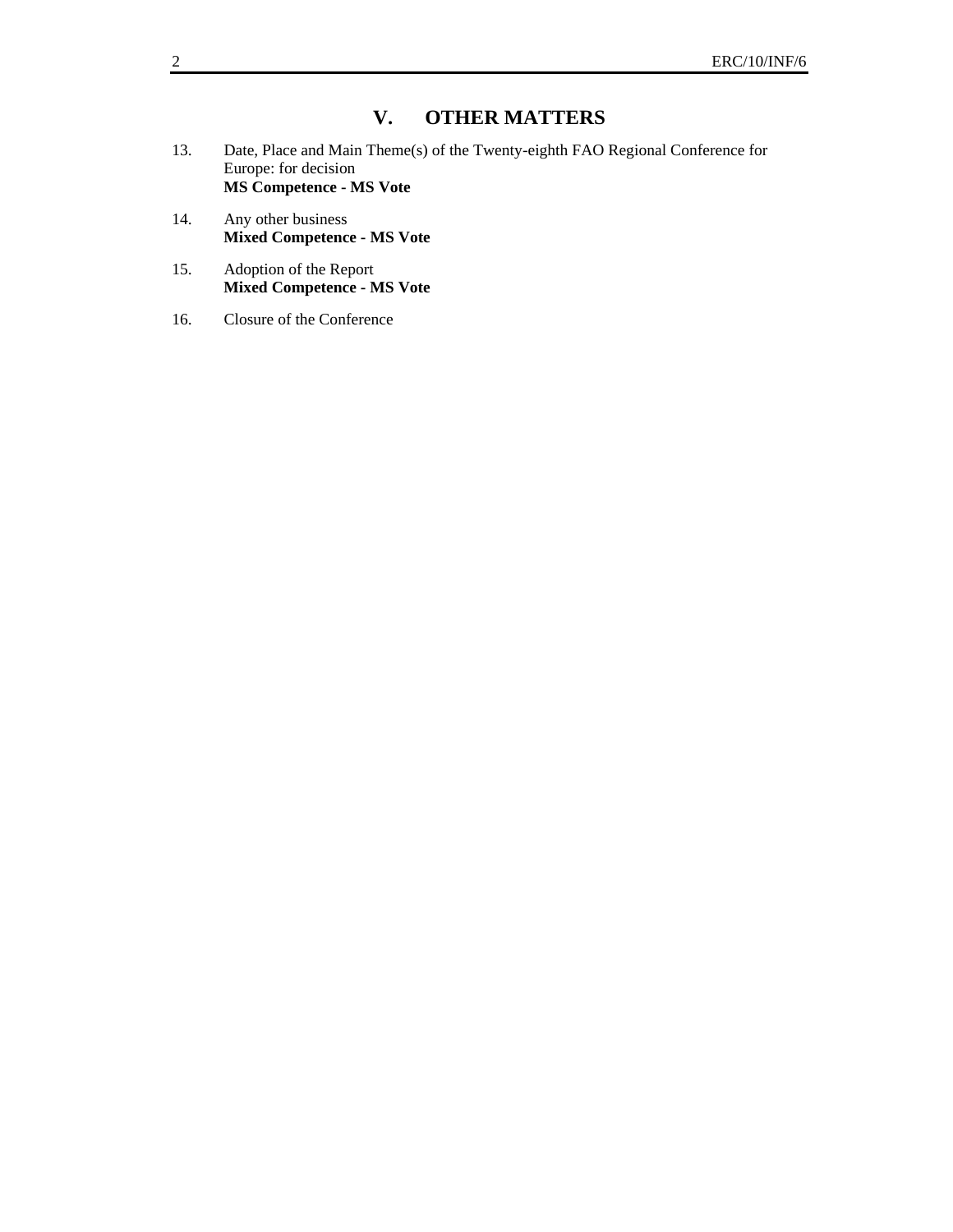## V. OTHER MATTERS

13. Date, Place and Main Theme(s) of the Twenty-eighth FAO Regional Conference for Europe: for decision
    **MS Competence - MS Vote**

14. Any other business
    **Mixed Competence - MS Vote**

15. Adoption of the Report
    **Mixed Competence - MS Vote**

16. Closure of the Conference